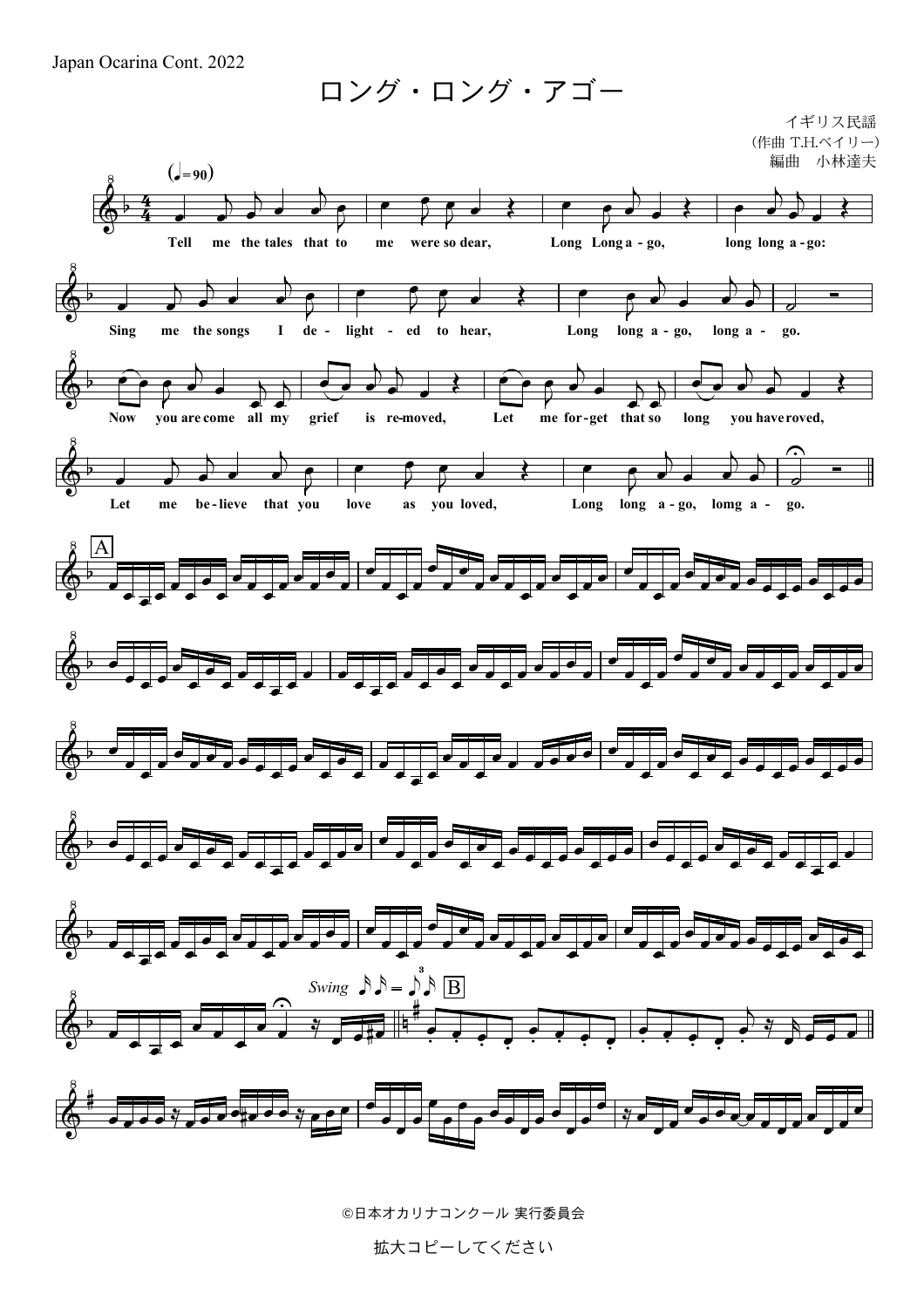Japan Ocarina Cont. 2022

# ロング・ロング・アゴー

イギリス民謡
（作曲 T.H.ベイリー）
編曲　小林達夫

(♩= 90)

Tell me the tales that to me were so dear, Long Long a - go, long long a - go:

Sing me the songs I de - light - ed to hear, Long long a - go, long a - go.

Now you are come all my grief is re-moved, Let me for - get that so long you have roved,

Let me be - lieve that you love as you loved, Long long a - go, lomg a - go.

A

*Swing* B

©日本オカリナコンクール 実行委員会

拡大コピーしてください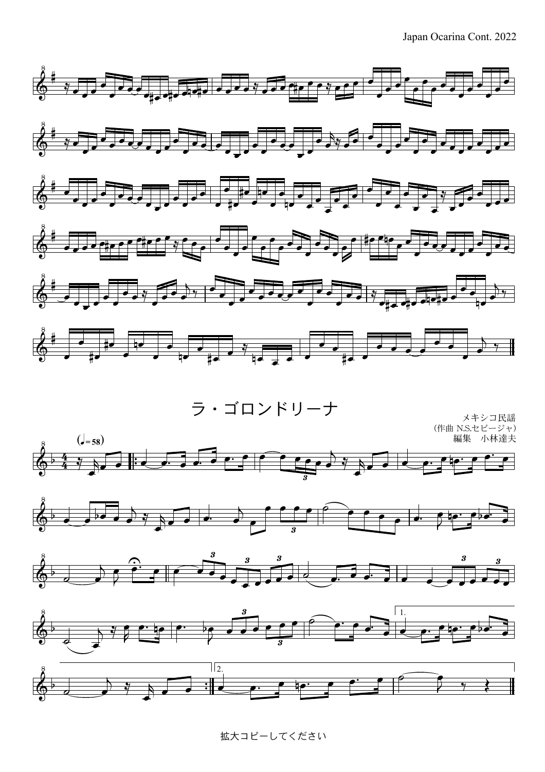Japan Ocarina Cont. 2022

# ラ・ゴロンドリーナ

メキシコ民謡
（作曲 N.S.セビージャ）
編集　小林達夫

拡大コピーしてください